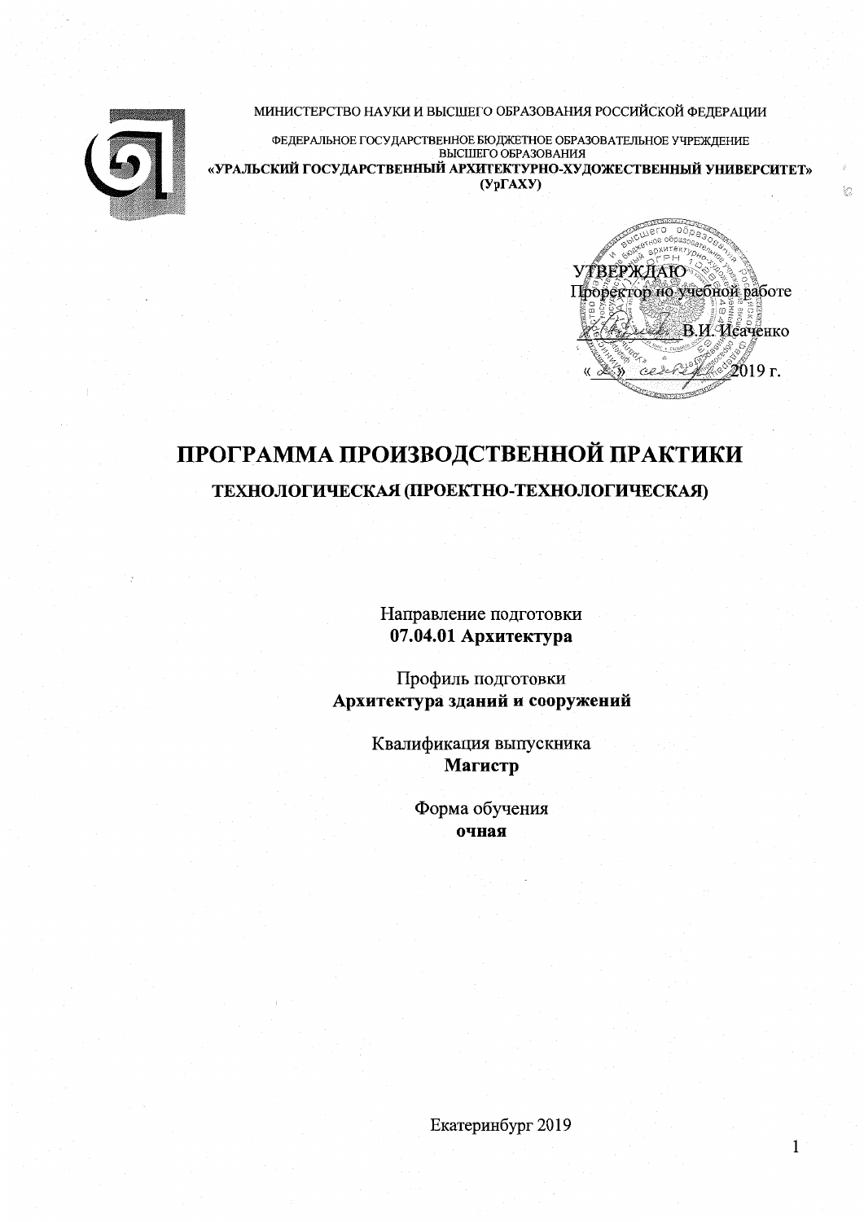МИНИСТЕРСТВО НАУКИ И ВЫСШЕГО ОБРАЗОВАНИЯ РОССИЙСКОЙ ФЕДЕРАЦИИ

ФЕДЕРАЛЬНОЕ ГОСУДАРСТВЕННОЕ БЮДЖЕТНОЕ ОБРАЗОВАТЕЛЬНОЕ УЧРЕЖДЕНИЕ ВЫСШЕГО ОБРАЗОВАНИЯ

**«УРАЛЬСКИЙ ГОСУДАРСТВЕННЫЙ АРХИТЕКТУРНО-ХУДОЖЕСТВЕННЫЙ УНИВЕРСИТЕТ» (УрГАХУ)**

УТВЕРЖДАЮ
Проректор по учебной работе
_________ В.И. Исаченко
« __ » ________ 2019 г.

# ПРОГРАММА ПРОИЗВОДСТВЕННОЙ ПРАКТИКИ

## ТЕХНОЛОГИЧЕСКАЯ (ПРОЕКТНО-ТЕХНОЛОГИЧЕСКАЯ)

Направление подготовки
**07.04.01 Архитектура**

Профиль подготовки
**Архитектура зданий и сооружений**

Квалификация выпускника
**Магистр**

Форма обучения
**очная**

Екатеринбург 2019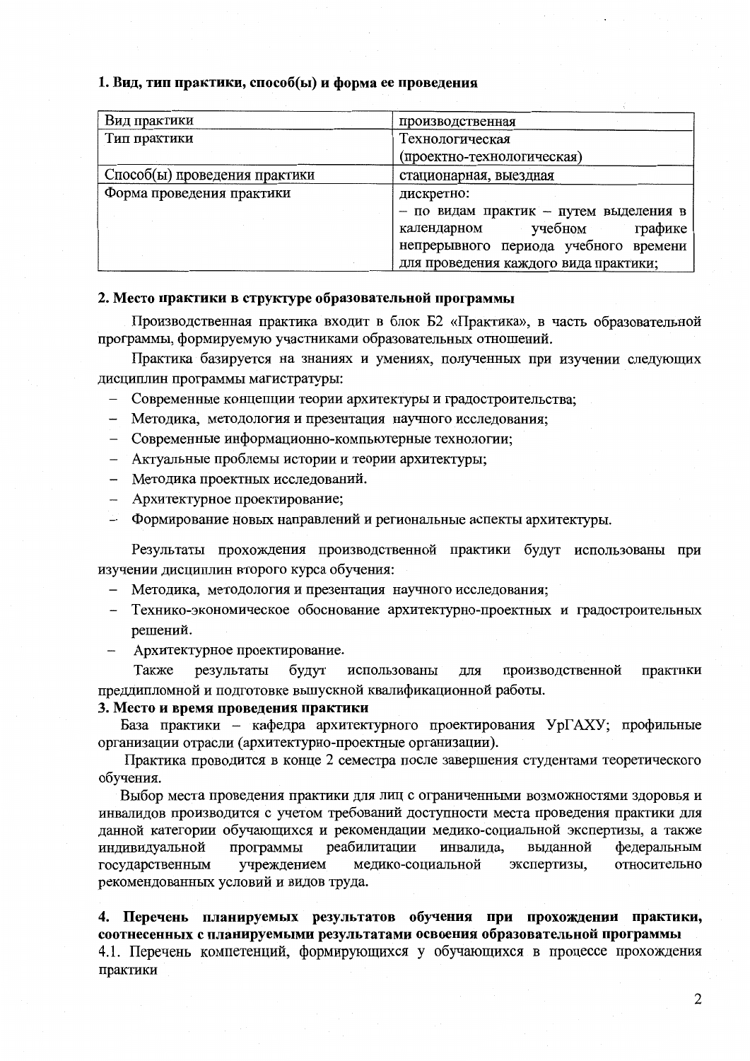### 1. Вид, тип практики, способ(ы) и форма ее проведения

| Вид практики | производственная |
|---|---|
| Тип практики | Технологическая (проектно-технологическая) |
| Способ(ы) проведения практики | стационарная, выездная |
| Форма проведения практики | дискретно: – по видам практик – путем выделения в календарном учебном графике непрерывного периода учебного времени для проведения каждого вида практики; |

### 2. Место практики в структуре образовательной программы

Производственная практика входит в блок Б2 «Практика», в часть образовательной программы, формируемую участниками образовательных отношений.

Практика базируется на знаниях и умениях, полученных при изучении следующих дисциплин программы магистратуры:

- Современные концепции теории архитектуры и градостроительства;
- Методика, методология и презентация научного исследования;
- Современные информационно-компьютерные технологии;
- Актуальные проблемы истории и теории архитектуры;
- Методика проектных исследований.
- Архитектурное проектирование;
- Формирование новых направлений и региональные аспекты архитектуры.

Результаты прохождения производственной практики будут использованы при изучении дисциплин второго курса обучения:

- Методика, методология и презентация научного исследования;
- Технико-экономическое обоснование архитектурно-проектных и градостроительных решений.
- Архитектурное проектирование.

Также результаты будут использованы для производственной практики преддипломной и подготовке выпускной квалификационной работы.

### 3. Место и время проведения практики

База практики – кафедра архитектурного проектирования УрГАХУ; профильные организации отрасли (архитектурно-проектные организации).

Практика проводится в конце 2 семестра после завершения студентами теоретического обучения.

Выбор места проведения практики для лиц с ограниченными возможностями здоровья и инвалидов производится с учетом требований доступности места проведения практики для данной категории обучающихся и рекомендации медико-социальной экспертизы, а также индивидуальной программы реабилитации инвалида, выданной федеральным государственным учреждением медико-социальной экспертизы, относительно рекомендованных условий и видов труда.

### 4. Перечень планируемых результатов обучения при прохождении практики, соотнесенных с планируемыми результатами освоения образовательной программы

4.1. Перечень компетенций, формирующихся у обучающихся в процессе прохождения практики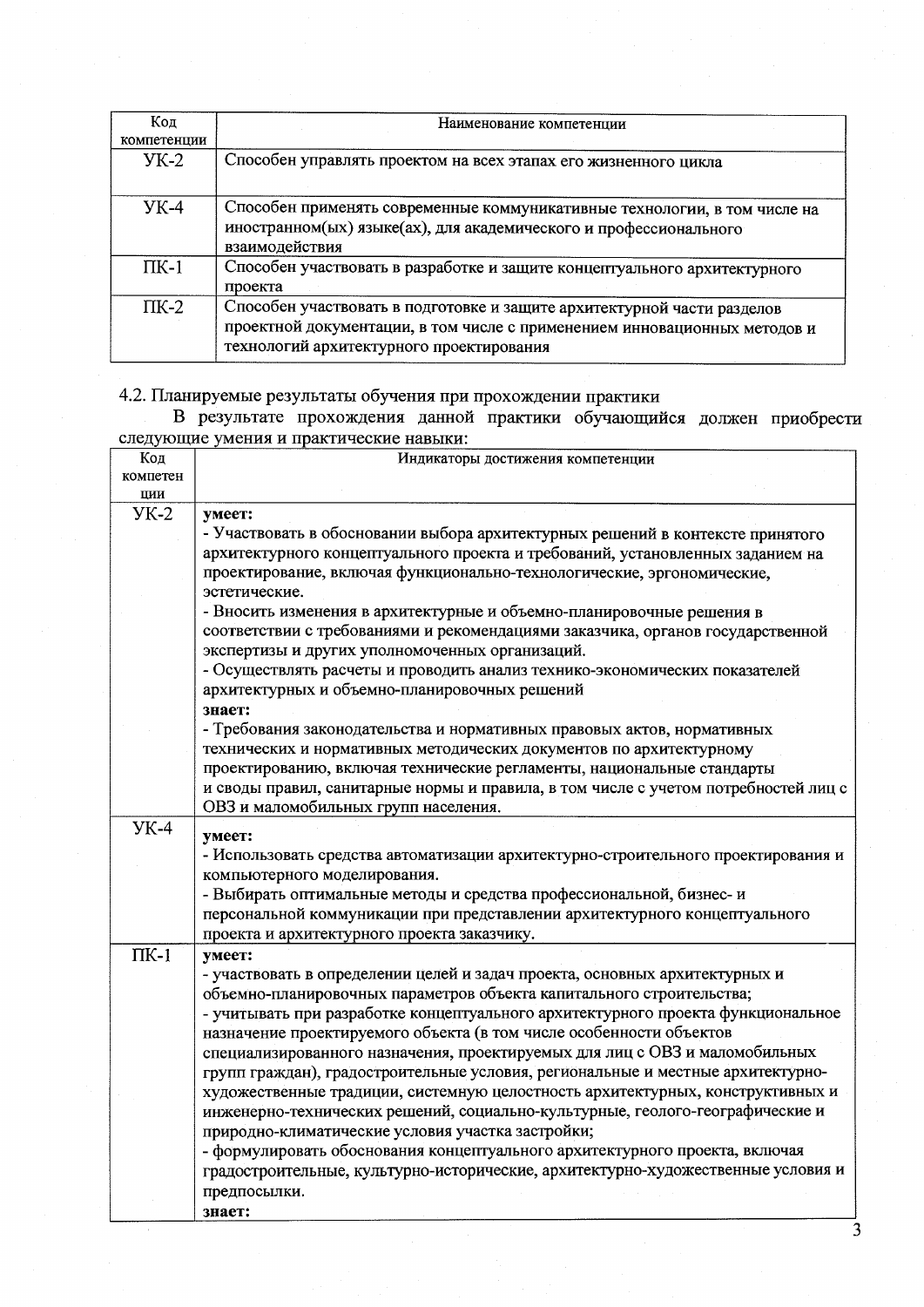| Код компетенции | Наименование компетенции |
|---|---|
| УК-2 | Способен управлять проектом на всех этапах его жизненного цикла |
| УК-4 | Способен применять современные коммуникативные технологии, в том числе на иностранном(ых) языке(ах), для академического и профессионального взаимодействия |
| ПК-1 | Способен участвовать в разработке и защите концептуального архитектурного проекта |
| ПК-2 | Способен участвовать в подготовке и защите архитектурной части разделов проектной документации, в том числе с применением инновационных методов и технологий архитектурного проектирования |

4.2. Планируемые результаты обучения при прохождении практики

В результате прохождения данной практики обучающийся должен приобрести следующие умения и практические навыки:

| Код компетенции | Индикаторы достижения компетенции |
|---|---|
| УК-2 | **умеет:**<br>- Участвовать в обосновании выбора архитектурных решений в контексте принятого архитектурного концептуального проекта и требований, установленных заданием на проектирование, включая функционально-технологические, эргономические, эстетические.<br>- Вносить изменения в архитектурные и объемно-планировочные решения в соответствии с требованиями и рекомендациями заказчика, органов государственной экспертизы и других уполномоченных организаций.<br>- Осуществлять расчеты и проводить анализ технико-экономических показателей архитектурных и объемно-планировочных решений<br>**знает:**<br>- Требования законодательства и нормативных правовых актов, нормативных технических и нормативных методических документов по архитектурному проектированию, включая технические регламенты, национальные стандарты и своды правил, санитарные нормы и правила, в том числе с учетом потребностей лиц с ОВЗ и маломобильных групп населения. |
| УК-4 | **умеет:**<br>- Использовать средства автоматизации архитектурно-строительного проектирования и компьютерного моделирования.<br>- Выбирать оптимальные методы и средства профессиональной, бизнес- и персональной коммуникации при представлении архитектурного концептуального проекта и архитектурного проекта заказчику. |
| ПК-1 | **умеет:**<br>- участвовать в определении целей и задач проекта, основных архитектурных и объемно-планировочных параметров объекта капитального строительства;<br>- учитывать при разработке концептуального архитектурного проекта функциональное назначение проектируемого объекта (в том числе особенности объектов специализированного назначения, проектируемых для лиц с ОВЗ и маломобильных групп граждан), градостроительные условия, региональные и местные архитектурно-художественные традиции, системную целостность архитектурных, конструктивных и инженерно-технических решений, социально-культурные, геолого-географические и природно-климатические условия участка застройки;<br>- формулировать обоснования концептуального архитектурного проекта, включая градостроительные, культурно-исторические, архитектурно-художественные условия и предпосылки.<br>**знает:** |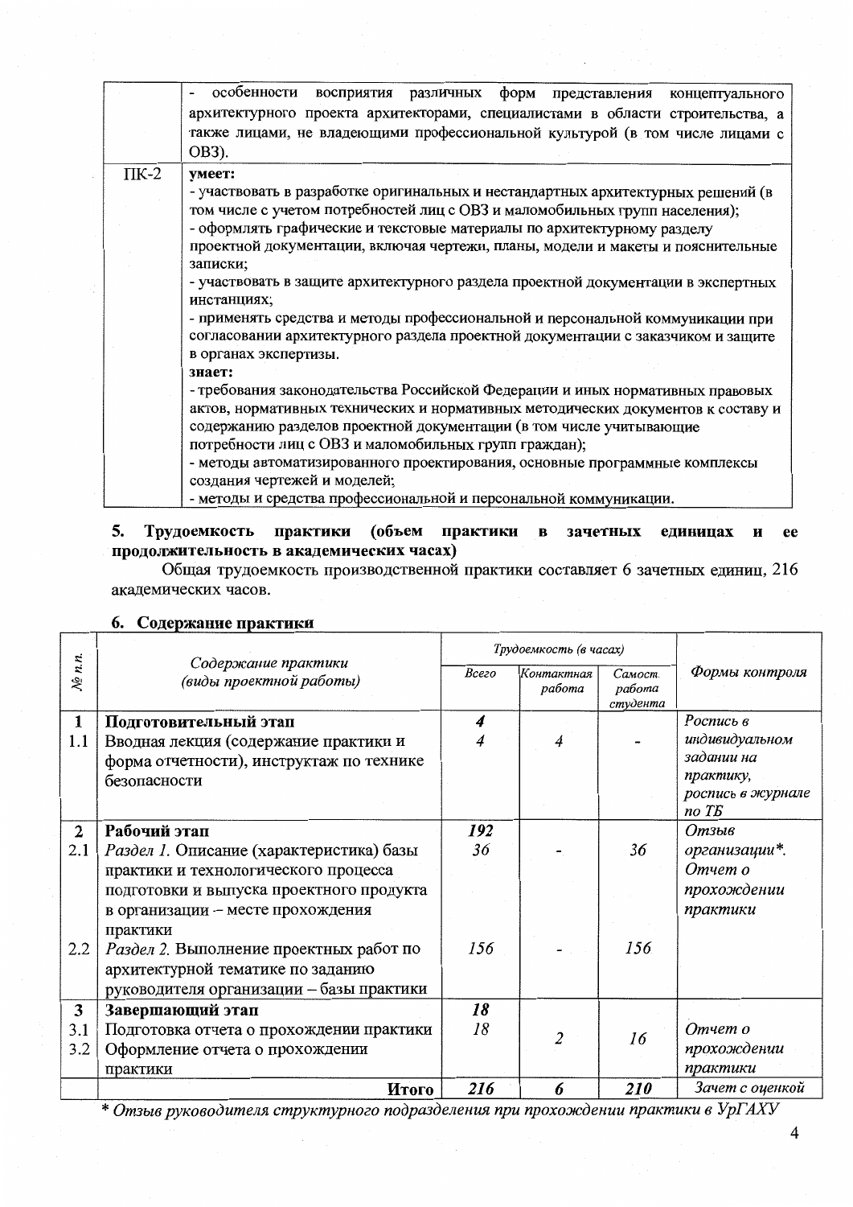| | |
|---|---|
| | - особенности восприятия различных форм представления концептуального архитектурного проекта архитекторами, специалистами в области строительства, а также лицами, не владеющими профессиональной культурой (в том числе лицами с ОВЗ). |
| ПК-2 | **умеет:**<br>- участвовать в разработке оригинальных и нестандартных архитектурных решений (в том числе с учетом потребностей лиц с ОВЗ и маломобильных групп населения);<br>- оформлять графические и текстовые материалы по архитектурному разделу проектной документации, включая чертежи, планы, модели и макеты и пояснительные записки;<br>- участвовать в защите архитектурного раздела проектной документации в экспертных инстанциях;<br>- применять средства и методы профессиональной и персональной коммуникации при согласовании архитектурного раздела проектной документации с заказчиком и защите в органах экспертизы.<br>**знает:**<br>- требования законодательства Российской Федерации и иных нормативных правовых актов, нормативных технических и нормативных методических документов к составу и содержанию разделов проектной документации (в том числе учитывающие потребности лиц с ОВЗ и маломобильных групп граждан);<br>- методы автоматизированного проектирования, основные программные комплексы создания чертежей и моделей;<br>- методы и средства профессиональной и персональной коммуникации. |

## 5. Трудоемкость практики (объем практики в зачетных единицах и ее продолжительность в академических часах)

Общая трудоемкость производственной практики составляет 6 зачетных единиц, 216 академических часов.

## 6. Содержание практики

| *№ п.п.* | *Содержание практики (виды проектной работы)* | *Трудоемкость (в часах)* | | | *Формы контроля* |
|---|---|---|---|---|---|
| | | *Всего* | *Контактная работа* | *Самост. работа студента* | |
| **1** | **Подготовительный этап** | ***4*** | | | *Роспись в индивидуальном задании на практику, роспись в журнале по ТБ* |
| 1.1 | Вводная лекция (содержание практики и форма отчетности), инструктаж по технике безопасности | *4* | *4* | - | |
| **2** | **Рабочий этап** | ***192*** | | | *Отзыв организации\*. Отчет о прохождении практики* |
| 2.1 | *Раздел 1.* Описание (характеристика) базы практики и технологического процесса подготовки и выпуска проектного продукта в организации – месте прохождения практики | *36* | - | *36* | |
| 2.2 | *Раздел 2.* Выполнение проектных работ по архитектурной тематике по заданию руководителя организации – базы практики | *156* | - | *156* | |
| **3** | **Завершающий этап** | ***18*** | | | |
| 3.1 | Подготовка отчета о прохождении практики | *18* | *2* | *16* | *Отчет о прохождении практики* |
| 3.2 | Оформление отчета о прохождении практики | | | | |
| | **Итого** | ***216*** | ***6*** | ***210*** | *Зачет с оценкой* |

*\* Отзыв руководителя структурного подразделения при прохождении практики в УрГАХУ*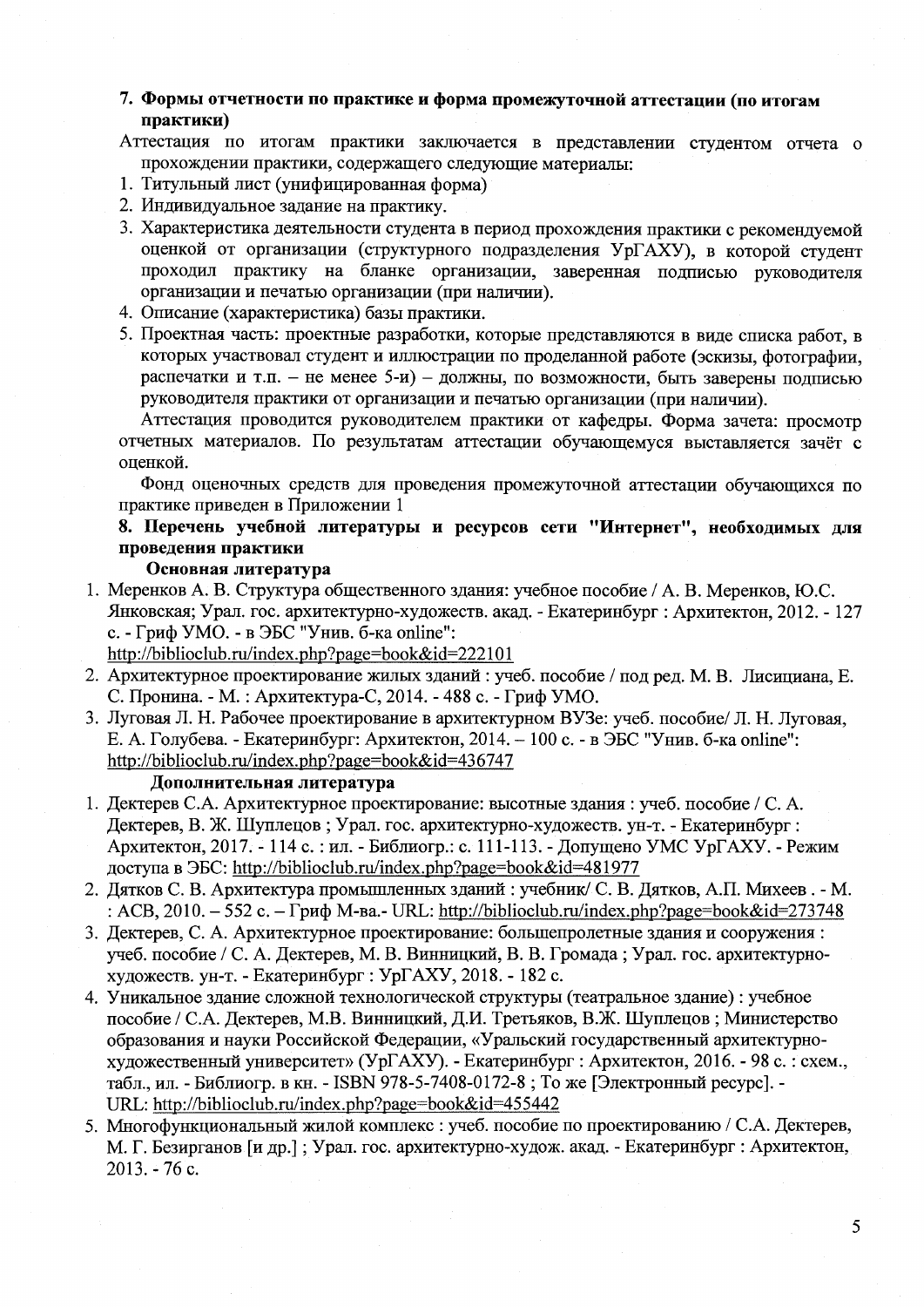## 7. Формы отчетности по практике и форма промежуточной аттестации (по итогам практики)

Аттестация по итогам практики заключается в представлении студентом отчета о прохождении практики, содержащего следующие материалы:

1. Титульный лист (унифицированная форма)
2. Индивидуальное задание на практику.
3. Характеристика деятельности студента в период прохождения практики с рекомендуемой оценкой от организации (структурного подразделения УрГАХУ), в которой студент проходил практику на бланке организации, заверенная подписью руководителя организации и печатью организации (при наличии).
4. Описание (характеристика) базы практики.
5. Проектная часть: проектные разработки, которые представляются в виде списка работ, в которых участвовал студент и иллюстрации по проделанной работе (эскизы, фотографии, распечатки и т.п. – не менее 5-и) – должны, по возможности, быть заверены подписью руководителя практики от организации и печатью организации (при наличии).

Аттестация проводится руководителем практики от кафедры. Форма зачета: просмотр отчетных материалов. По результатам аттестации обучающемуся выставляется зачёт с оценкой.

Фонд оценочных средств для проведения промежуточной аттестации обучающихся по практике приведен в Приложении 1

## 8. Перечень учебной литературы и ресурсов сети "Интернет", необходимых для проведения практики

### Основная литература

1. Меренков А. В. Структура общественного здания: учебное пособие / А. В. Меренков, Ю.С. Янковская; Урал. гос. архитектурно-художеств. акад. - Екатеринбург : Архитектон, 2012. - 127 с. - Гриф УМО. - в ЭБС "Унив. б-ка online": http://biblioclub.ru/index.php?page=book&id=222101
2. Архитектурное проектирование жилых зданий : учеб. пособие / под ред. М. В. Лисициана, Е. С. Пронина. - М. : Архитектура-С, 2014. - 488 с. - Гриф УМО.
3. Луговая Л. Н. Рабочее проектирование в архитектурном ВУЗе: учеб. пособие/ Л. Н. Луговая, Е. А. Голубева. - Екатеринбург: Архитектон, 2014. – 100 с. - в ЭБС "Унив. б-ка online": http://biblioclub.ru/index.php?page=book&id=436747

### Дополнительная литература

1. Дектерев С.А. Архитектурное проектирование: высотные здания : учеб. пособие / С. А. Дектерев, В. Ж. Шуплецов ; Урал. гос. архитектурно-художеств. ун-т. - Екатеринбург : Архитектон, 2017. - 114 с. : ил. - Библиогр.: с. 111-113. - Допущено УМС УрГАХУ. - Режим доступа в ЭБС: http://biblioclub.ru/index.php?page=book&id=481977
2. Дятков С. В. Архитектура промышленных зданий : учебник/ С. В. Дятков, А.П. Михеев . - М. : АСВ, 2010. – 552 с. – Гриф М-ва.- URL: http://biblioclub.ru/index.php?page=book&id=273748
3. Дектерев, С. А. Архитектурное проектирование: большепролетные здания и сооружения : учеб. пособие / С. А. Дектерев, М. В. Винницкий, В. В. Громада ; Урал. гос. архитектурно-художеств. ун-т. - Екатеринбург : УрГАХУ, 2018. - 182 с.
4. Уникальное здание сложной технологической структуры (театральное здание) : учебное пособие / С.А. Дектерев, М.В. Винницкий, Д.И. Третьяков, В.Ж. Шуплецов ; Министерство образования и науки Российской Федерации, «Уральский государственный архитектурно-художественный университет» (УрГАХУ). - Екатеринбург : Архитектон, 2016. - 98 с. : схем., табл., ил. - Библиогр. в кн. - ISBN 978-5-7408-0172-8 ; То же [Электронный ресурс]. - URL: http://biblioclub.ru/index.php?page=book&id=455442
5. Многофункциональный жилой комплекс : учеб. пособие по проектированию / С.А. Дектерев, М. Г. Безирганов [и др.] ; Урал. гос. архитектурно-худож. акад. - Екатеринбург : Архитектон, 2013. - 76 с.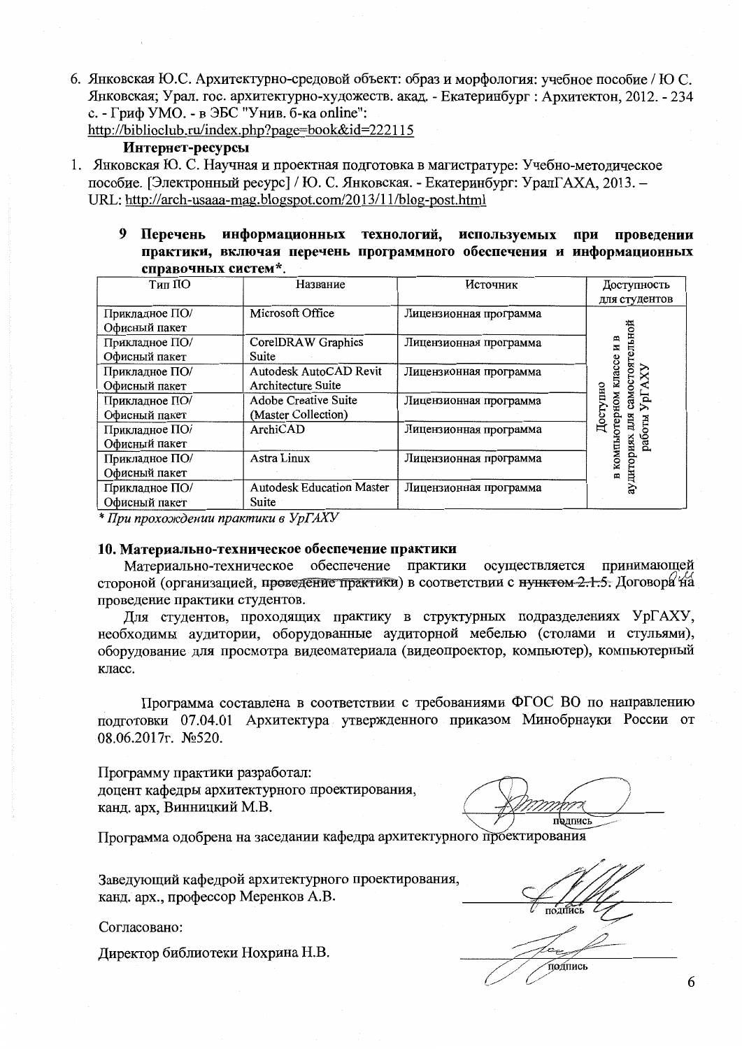6. Янковская Ю.С. Архитектурно-средовой объект: образ и морфология: учебное пособие / Ю С. Янковская; Урал. гос. архитектурно-художеств. акад. - Екатеринбург : Архитектон, 2012. - 234 с. - Гриф УМО. - в ЭБС "Унив. б-ка online": http://biblioclub.ru/index.php?page=book&id=222115

**Интернет-ресурсы**

1. Янковская Ю. С. Научная и проектная подготовка в магистратуре: Учебно-методическое пособие. [Электронный ресурс] / Ю. С. Янковская. - Екатеринбург: УралГАХА, 2013. – URL: http://arch-usaaa-mag.blogspot.com/2013/11/blog-post.html

### 9 Перечень информационных технологий, используемых при проведении практики, включая перечень программного обеспечения и информационных справочных систем*.

| Тип ПО | Название | Источник | Доступность для студентов |
|---|---|---|---|
| Прикладное ПО/ Офисный пакет | Microsoft Office | Лицензионная программа | Доступно в компьютерном классе и в аудиториях для самостоятельной работы УрГАХУ |
| Прикладное ПО/ Офисный пакет | CorelDRAW Graphics Suite | Лицензионная программа | |
| Прикладное ПО/ Офисный пакет | Autodesk AutoCAD Revit Architecture Suite | Лицензионная программа | |
| Прикладное ПО/ Офисный пакет | Adobe Creative Suite (Master Collection) | Лицензионная программа | |
| Прикладное ПО/ Офисный пакет | ArchiCAD | Лицензионная программа | |
| Прикладное ПО/ Офисный пакет | Astra Linux | Лицензионная программа | |
| Прикладное ПО/ Офисный пакет | Autodesk Education Master Suite | Лицензионная программа | |

*\* При прохождении практики в УрГАХУ*

### 10. Материально-техническое обеспечение практики

Материально-техническое обеспечение практики осуществляется принимающей стороной (организацией, ~~проведение практики~~) в соответствии с ~~пунктом 2.1.5.~~ Договора на проведение практики студентов.

Для студентов, проходящих практику в структурных подразделениях УрГАХУ, необходимы аудитории, оборудованные аудиторной мебелью (столами и стульями), оборудование для просмотра видеоматериала (видеопроектор, компьютер), компьютерный класс.

Программа составлена в соответствии с требованиями ФГОС ВО по направлению подготовки 07.04.01 Архитектура утвержденного приказом Минобрнауки России от 08.06.2017г. №520.

Программу практики разработал:
доцент кафедры архитектурного проектирования,
канд. арх, Винницкий М.В. ____________ подпись

Программа одобрена на заседании кафедра архитектурного проектирования

Заведующий кафедрой архитектурного проектирования,
канд. арх., профессор Меренков А.В. ____________ подпись

Согласовано:

Директор библиотеки Нохрина Н.В. ____________ подпись